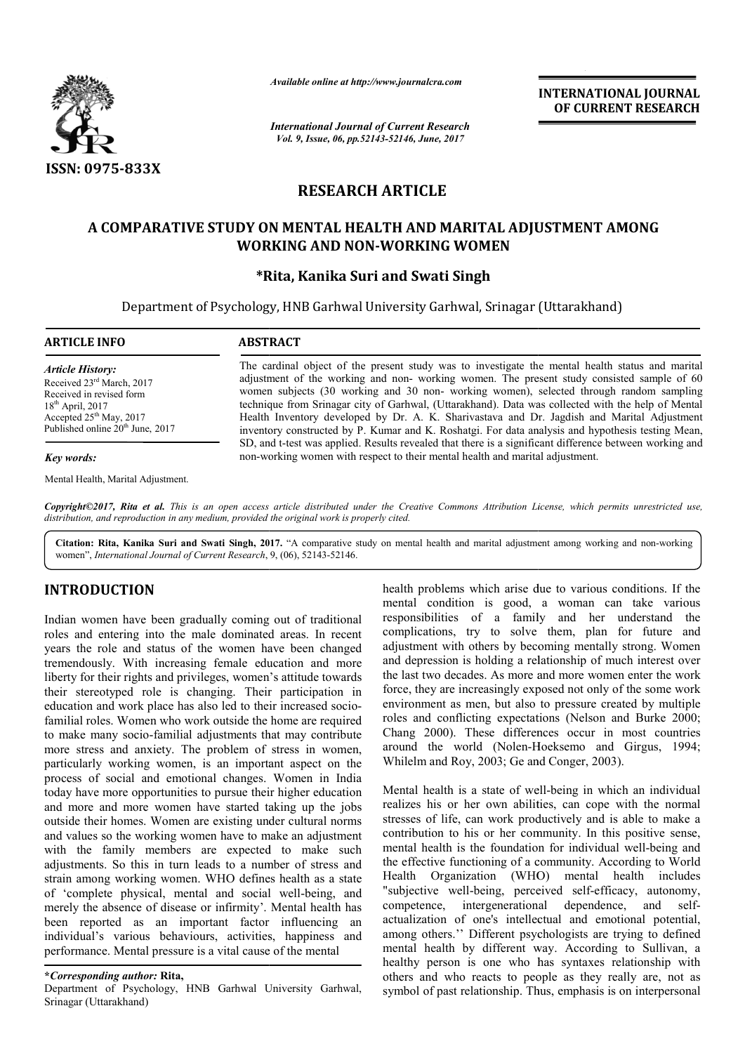*Available online at http://www.journalcra.com*

*International Journal of Current Research*
*Vol. 9, Issue, 06, pp.52143-52146, June, 2017*

**INTERNATIONAL JOURNAL OF CURRENT RESEARCH**

ISSN: 0975-833X

# RESEARCH ARTICLE

# A COMPARATIVE STUDY ON MENTAL HEALTH AND MARITAL ADJUSTMENT AMONG WORKING AND NON-WORKING WOMEN

**\*Rita, Kanika Suri and Swati Singh**

Department of Psychology, HNB Garhwal University Garhwal, Srinagar (Uttarakhand)

**ARTICLE INFO**

*Article History:*
Received 23rd March, 2017
Received in revised form
18th April, 2017
Accepted 25th May, 2017
Published online 20th June, 2017

*Key words:*

Mental Health, Marital Adjustment.

**ABSTRACT**

The cardinal object of the present study was to investigate the mental health status and marital adjustment of the working and non- working women. The present study consisted sample of 60 women subjects (30 working and 30 non- working women), selected through random sampling technique from Srinagar city of Garhwal, (Uttarakhand). Data was collected with the help of Mental Health Inventory developed by Dr. A. K. Sharivastava and Dr. Jagdish and Marital Adjustment inventory constructed by P. Kumar and K. Roshatgi. For data analysis and hypothesis testing Mean, SD, and t-test was applied. Results revealed that there is a significant difference between working and non-working women with respect to their mental health and marital adjustment.

*Copyright©2017, Rita et al. This is an open access article distributed under the Creative Commons Attribution License, which permits unrestricted use, distribution, and reproduction in any medium, provided the original work is properly cited.*

**Citation: Rita, Kanika Suri and Swati Singh, 2017.** "A comparative study on mental health and marital adjustment among working and non-working women", *International Journal of Current Research*, 9, (06), 52143-52146.

## INTRODUCTION

Indian women have been gradually coming out of traditional roles and entering into the male dominated areas. In recent years the role and status of the women have been changed tremendously. With increasing female education and more liberty for their rights and privileges, women's attitude towards their stereotyped role is changing. Their participation in education and work place has also led to their increased socio-familial roles. Women who work outside the home are required to make many socio-familial adjustments that may contribute more stress and anxiety. The problem of stress in women, particularly working women, is an important aspect on the process of social and emotional changes. Women in India today have more opportunities to pursue their higher education and more and more women have started taking up the jobs outside their homes. Women are existing under cultural norms and values so the working women have to make an adjustment with the family members are expected to make such adjustments. So this in turn leads to a number of stress and strain among working women. WHO defines health as a state of 'complete physical, mental and social well-being, and merely the absence of disease or infirmity'. Mental health has been reported as an important factor influencing an individual's various behaviours, activities, happiness and performance. Mental pressure is a vital cause of the mental health problems which arise due to various conditions. If the mental condition is good, a woman can take various responsibilities of a family and her understand the complications, try to solve them, plan for future and adjustment with others by becoming mentally strong. Women and depression is holding a relationship of much interest over the last two decades. As more and more women enter the work force, they are increasingly exposed not only of the some work environment as men, but also to pressure created by multiple roles and conflicting expectations (Nelson and Burke 2000; Chang 2000). These differences occur in most countries around the world (Nolen-Hoeksemo and Girgus, 1994; Whilelm and Roy, 2003; Ge and Conger, 2003).

Mental health is a state of well-being in which an individual realizes his or her own abilities, can cope with the normal stresses of life, can work productively and is able to make a contribution to his or her community. In this positive sense, mental health is the foundation for individual well-being and the effective functioning of a community. According to World Health Organization (WHO) mental health includes "subjective well-being, perceived self-efficacy, autonomy, competence, intergenerational dependence, and self-actualization of one's intellectual and emotional potential, among others.'' Different psychologists are trying to defined mental health by different way. According to Sullivan, a healthy person is one who has syntaxes relationship with others and who reacts to people as they really are, not as symbol of past relationship. Thus, emphasis is on interpersonal

**\*Corresponding author: Rita,**
Department of Psychology, HNB Garhwal University Garhwal, Srinagar (Uttarakhand)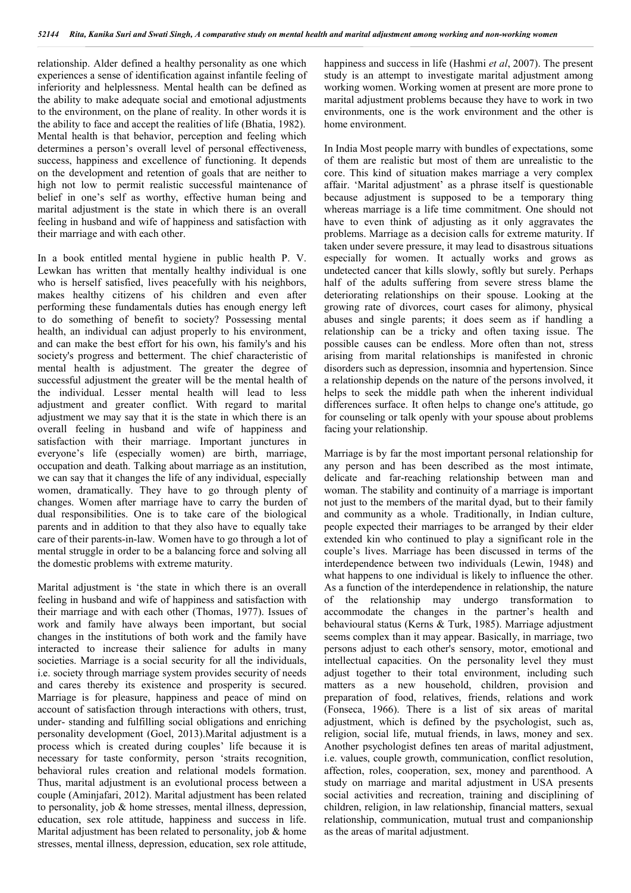relationship. Alder defined a healthy personality as one which experiences a sense of identification against infantile feeling of inferiority and helplessness. Mental health can be defined as the ability to make adequate social and emotional adjustments to the environment, on the plane of reality. In other words it is the ability to face and accept the realities of life (Bhatia, 1982). Mental health is that behavior, perception and feeling which determines a person's overall level of personal effectiveness, success, happiness and excellence of functioning. It depends on the development and retention of goals that are neither to high not low to permit realistic successful maintenance of belief in one's self as worthy, effective human being and marital adjustment is the state in which there is an overall feeling in husband and wife of happiness and satisfaction with their marriage and with each other.

In a book entitled mental hygiene in public health P. V. Lewkan has written that mentally healthy individual is one who is herself satisfied, lives peacefully with his neighbors, makes healthy citizens of his children and even after performing these fundamentals duties has enough energy left to do something of benefit to society? Possessing mental health, an individual can adjust properly to his environment, and can make the best effort for his own, his family's and his society's progress and betterment. The chief characteristic of mental health is adjustment. The greater the degree of successful adjustment the greater will be the mental health of the individual. Lesser mental health will lead to less adjustment and greater conflict. With regard to marital adjustment we may say that it is the state in which there is an overall feeling in husband and wife of happiness and satisfaction with their marriage. Important junctures in everyone's life (especially women) are birth, marriage, occupation and death. Talking about marriage as an institution, we can say that it changes the life of any individual, especially women, dramatically. They have to go through plenty of changes. Women after marriage have to carry the burden of dual responsibilities. One is to take care of the biological parents and in addition to that they also have to equally take care of their parents-in-law. Women have to go through a lot of mental struggle in order to be a balancing force and solving all the domestic problems with extreme maturity.

Marital adjustment is 'the state in which there is an overall feeling in husband and wife of happiness and satisfaction with their marriage and with each other (Thomas, 1977). Issues of work and family have always been important, but social changes in the institutions of both work and the family have interacted to increase their salience for adults in many societies. Marriage is a social security for all the individuals, i.e. society through marriage system provides security of needs and cares thereby its existence and prosperity is secured. Marriage is for pleasure, happiness and peace of mind on account of satisfaction through interactions with others, trust, under- standing and fulfilling social obligations and enriching personality development (Goel, 2013).Marital adjustment is a process which is created during couples' life because it is necessary for taste conformity, person 'straits recognition, behavioral rules creation and relational models formation. Thus, marital adjustment is an evolutional process between a couple (Aminjafari, 2012). Marital adjustment has been related to personality, job & home stresses, mental illness, depression, education, sex role attitude, happiness and success in life. Marital adjustment has been related to personality, job & home stresses, mental illness, depression, education, sex role attitude, happiness and success in life (Hashmi *et al*, 2007). The present study is an attempt to investigate marital adjustment among working women. Working women at present are more prone to marital adjustment problems because they have to work in two environments, one is the work environment and the other is home environment.

In India Most people marry with bundles of expectations, some of them are realistic but most of them are unrealistic to the core. This kind of situation makes marriage a very complex affair. 'Marital adjustment' as a phrase itself is questionable because adjustment is supposed to be a temporary thing whereas marriage is a life time commitment. One should not have to even think of adjusting as it only aggravates the problems. Marriage as a decision calls for extreme maturity. If taken under severe pressure, it may lead to disastrous situations especially for women. It actually works and grows as undetected cancer that kills slowly, softly but surely. Perhaps half of the adults suffering from severe stress blame the deteriorating relationships on their spouse. Looking at the growing rate of divorces, court cases for alimony, physical abuses and single parents; it does seem as if handling a relationship can be a tricky and often taxing issue. The possible causes can be endless. More often than not, stress arising from marital relationships is manifested in chronic disorders such as depression, insomnia and hypertension. Since a relationship depends on the nature of the persons involved, it helps to seek the middle path when the inherent individual differences surface. It often helps to change one's attitude, go for counseling or talk openly with your spouse about problems facing your relationship.

Marriage is by far the most important personal relationship for any person and has been described as the most intimate, delicate and far-reaching relationship between man and woman. The stability and continuity of a marriage is important not just to the members of the marital dyad, but to their family and community as a whole. Traditionally, in Indian culture, people expected their marriages to be arranged by their elder extended kin who continued to play a significant role in the couple's lives. Marriage has been discussed in terms of the interdependence between two individuals (Lewin, 1948) and what happens to one individual is likely to influence the other. As a function of the interdependence in relationship, the nature of the relationship may undergo transformation to accommodate the changes in the partner's health and behavioural status (Kerns & Turk, 1985). Marriage adjustment seems complex than it may appear. Basically, in marriage, two persons adjust to each other's sensory, motor, emotional and intellectual capacities. On the personality level they must adjust together to their total environment, including such matters as a new household, children, provision and preparation of food, relatives, friends, relations and work (Fonseca, 1966). There is a list of six areas of marital adjustment, which is defined by the psychologist, such as, religion, social life, mutual friends, in laws, money and sex. Another psychologist defines ten areas of marital adjustment, i.e. values, couple growth, communication, conflict resolution, affection, roles, cooperation, sex, money and parenthood. A study on marriage and marital adjustment in USA presents social activities and recreation, training and disciplining of children, religion, in law relationship, financial matters, sexual relationship, communication, mutual trust and companionship as the areas of marital adjustment.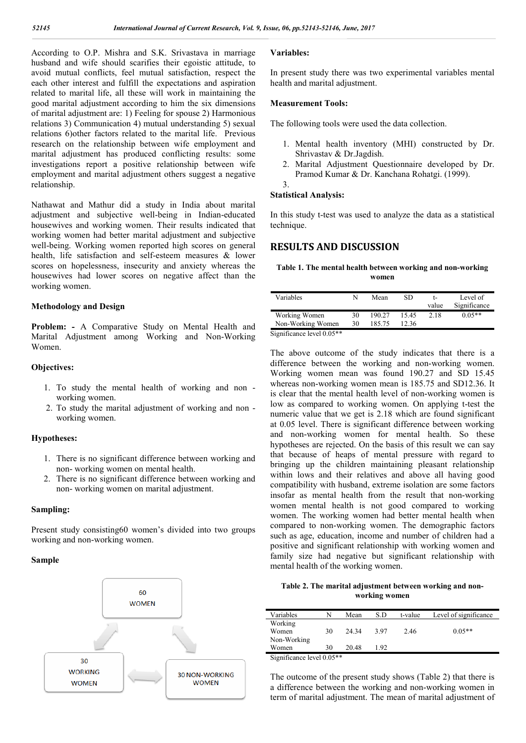According to O.P. Mishra and S.K. Srivastava in marriage husband and wife should scarifies their egoistic attitude, to avoid mutual conflicts, feel mutual satisfaction, respect the each other interest and fulfill the expectations and aspiration related to marital life, all these will work in maintaining the good marital adjustment according to him the six dimensions of marital adjustment are: 1) Feeling for spouse 2) Harmonious relations 3) Communication 4) mutual understanding 5) sexual relations 6)other factors related to the marital life. Previous research on the relationship between wife employment and marital adjustment has produced conflicting results: some investigations report a positive relationship between wife employment and marital adjustment others suggest a negative relationship.

Nathawat and Mathur did a study in India about marital adjustment and subjective well-being in Indian-educated housewives and working women. Their results indicated that working women had better marital adjustment and subjective well-being. Working women reported high scores on general health, life satisfaction and self-esteem measures & lower scores on hopelessness, insecurity and anxiety whereas the housewives had lower scores on negative affect than the working women.

### Methodology and Design

**Problem: -** A Comparative Study on Mental Health and Marital Adjustment among Working and Non-Working Women.

### Objectives:

1. To study the mental health of working and non - working women.
2. To study the marital adjustment of working and non - working women.

### Hypotheses:

1. There is no significant difference between working and non- working women on mental health.
2. There is no significant difference between working and non- working women on marital adjustment.

### Sampling:

Present study consisting60 women's divided into two groups working and non-working women.

### Sample

60
WOMEN

30
WORKING
WOMEN

30 NON-WORKING
WOMEN

### Variables:

In present study there was two experimental variables mental health and marital adjustment.

### Measurement Tools:

The following tools were used the data collection.

1. Mental health inventory (MHI) constructed by Dr. Shrivastav & Dr.Jagdish.
2. Marital Adjustment Questionnaire developed by Dr. Pramod Kumar & Dr. Kanchana Rohatgi. (1999).
3.

### Statistical Analysis:

In this study t-test was used to analyze the data as a statistical technique.

## RESULTS AND DISCUSSION

**Table 1. The mental health between working and non-working women**

| Variables | N | Mean | SD | t-value | Level of Significance |
|---|---|---|---|---|---|
| Working Women | 30 | 190.27 | 15.45 | 2.18 | 0.05** |
| Non-Working Women | 30 | 185.75 | 12.36 | | |

Significance level 0.05**

The above outcome of the study indicates that there is a difference between the working and non-working women. Working women mean was found 190.27 and SD 15.45 whereas non-working women mean is 185.75 and SD12.36. It is clear that the mental health level of non-working women is low as compared to working women. On applying t-test the numeric value that we get is 2.18 which are found significant at 0.05 level. There is significant difference between working and non-working women for mental health. So these hypotheses are rejected. On the basis of this result we can say that because of heaps of mental pressure with regard to bringing up the children maintaining pleasant relationship within lows and their relatives and above all having good compatibility with husband, extreme isolation are some factors insofar as mental health from the result that non-working women mental health is not good compared to working women. The working women had better mental health when compared to non-working women. The demographic factors such as age, education, income and number of children had a positive and significant relationship with working women and family size had negative but significant relationship with mental health of the working women.

**Table 2. The marital adjustment between working and non-working women**

| Variables | N | Mean | S.D | t-value | Level of significance |
|---|---|---|---|---|---|
| Working Women | 30 | 24.34 | 3.97 | 2.46 | 0.05** |
| Non-Working Women | 30 | 20.48 | 1.92 | | |

Significance level 0.05**

The outcome of the present study shows (Table 2) that there is a difference between the working and non-working women in term of marital adjustment. The mean of marital adjustment of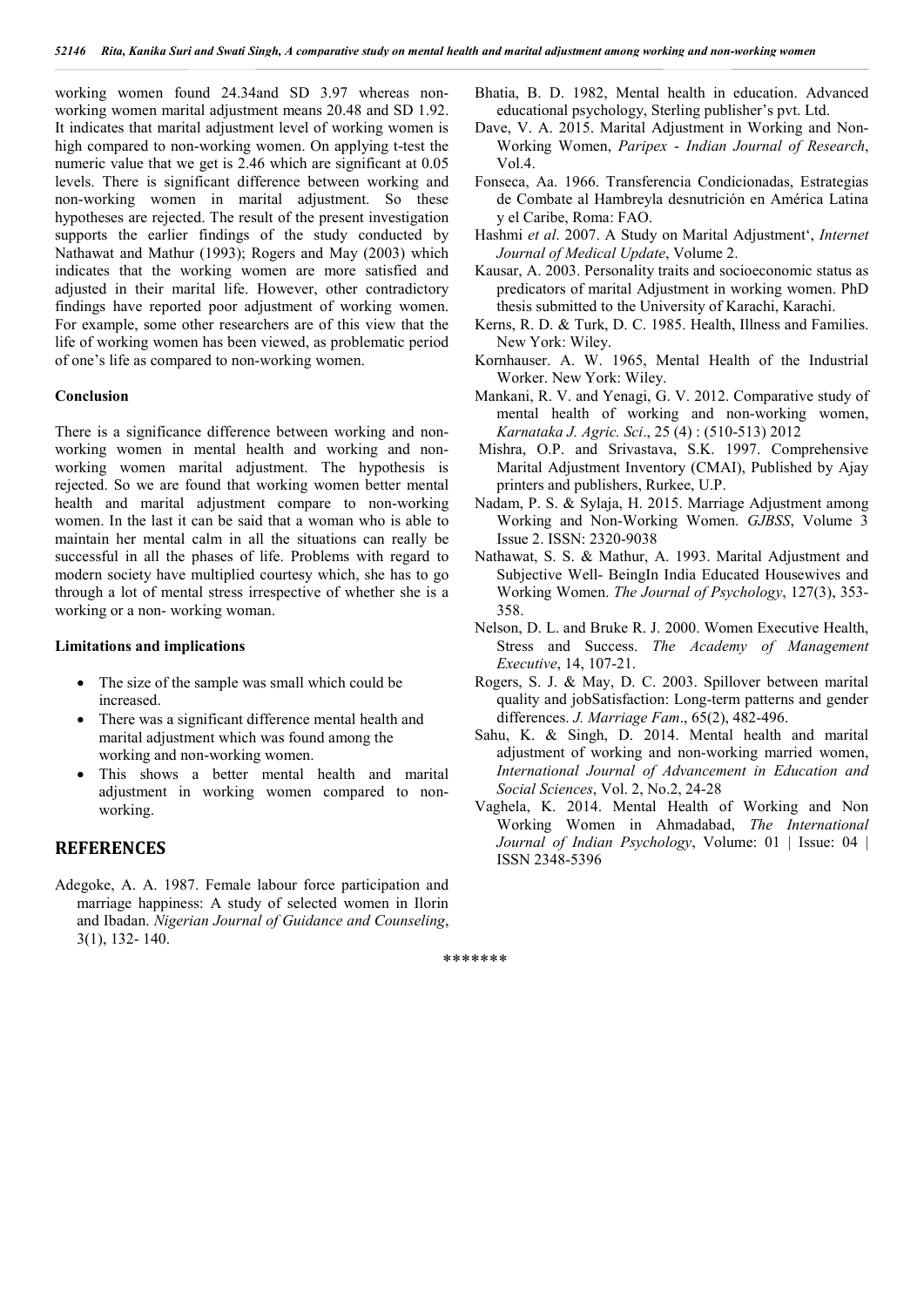working women found 24.34and SD 3.97 whereas non-working women marital adjustment means 20.48 and SD 1.92. It indicates that marital adjustment level of working women is high compared to non-working women. On applying t-test the numeric value that we get is 2.46 which are significant at 0.05 levels. There is significant difference between working and non-working women in marital adjustment. So these hypotheses are rejected. The result of the present investigation supports the earlier findings of the study conducted by Nathawat and Mathur (1993); Rogers and May (2003) which indicates that the working women are more satisfied and adjusted in their marital life. However, other contradictory findings have reported poor adjustment of working women. For example, some other researchers are of this view that the life of working women has been viewed, as problematic period of one's life as compared to non-working women.

### Conclusion

There is a significance difference between working and non-working women in mental health and working and non-working women marital adjustment. The hypothesis is rejected. So we are found that working women better mental health and marital adjustment compare to non-working women. In the last it can be said that a woman who is able to maintain her mental calm in all the situations can really be successful in all the phases of life. Problems with regard to modern society have multiplied courtesy which, she has to go through a lot of mental stress irrespective of whether she is a working or a non- working woman.

### Limitations and implications

- The size of the sample was small which could be increased.
- There was a significant difference mental health and marital adjustment which was found among the working and non-working women.
- This shows a better mental health and marital adjustment in working women compared to non-working.

## REFERENCES

Adegoke, A. A. 1987. Female labour force participation and marriage happiness: A study of selected women in Ilorin and Ibadan. *Nigerian Journal of Guidance and Counseling*, 3(1), 132- 140.

Bhatia, B. D. 1982, Mental health in education. Advanced educational psychology, Sterling publisher's pvt. Ltd.

Dave, V. A. 2015. Marital Adjustment in Working and Non-Working Women, *Paripex - Indian Journal of Research*, Vol.4.

Fonseca, Aa. 1966. Transferencia Condicionadas, Estrategias de Combate al Hambreyla desnutrición en América Latina y el Caribe, Roma: FAO.

Hashmi *et al*. 2007. A Study on Marital Adjustment', *Internet Journal of Medical Update*, Volume 2.

Kausar, A. 2003. Personality traits and socioeconomic status as predicators of marital Adjustment in working women. PhD thesis submitted to the University of Karachi, Karachi.

Kerns, R. D. & Turk, D. C. 1985. Health, Illness and Families. New York: Wiley.

Kornhauser. A. W. 1965, Mental Health of the Industrial Worker. New York: Wiley.

Mankani, R. V. and Yenagi, G. V. 2012. Comparative study of mental health of working and non-working women, *Karnataka J. Agric. Sci*., 25 (4) : (510-513) 2012

Mishra, O.P. and Srivastava, S.K. 1997. Comprehensive Marital Adjustment Inventory (CMAI), Published by Ajay printers and publishers, Rurkee, U.P.

Nadam, P. S. & Sylaja, H. 2015. Marriage Adjustment among Working and Non-Working Women. *GJBSS*, Volume 3 Issue 2. ISSN: 2320-9038

Nathawat, S. S. & Mathur, A. 1993. Marital Adjustment and Subjective Well- BeingIn India Educated Housewives and Working Women. *The Journal of Psychology*, 127(3), 353-358.

Nelson, D. L. and Bruke R. J. 2000. Women Executive Health, Stress and Success. *The Academy of Management Executive*, 14, 107-21.

Rogers, S. J. & May, D. C. 2003. Spillover between marital quality and jobSatisfaction: Long-term patterns and gender differences. *J. Marriage Fam*., 65(2), 482-496.

Sahu, K. & Singh, D. 2014. Mental health and marital adjustment of working and non-working married women, *International Journal of Advancement in Education and Social Sciences*, Vol. 2, No.2, 24-28

Vaghela, K. 2014. Mental Health of Working and Non Working Women in Ahmadabad, *The International Journal of Indian Psychology*, Volume: 01 | Issue: 04 | ISSN 2348-5396

*******